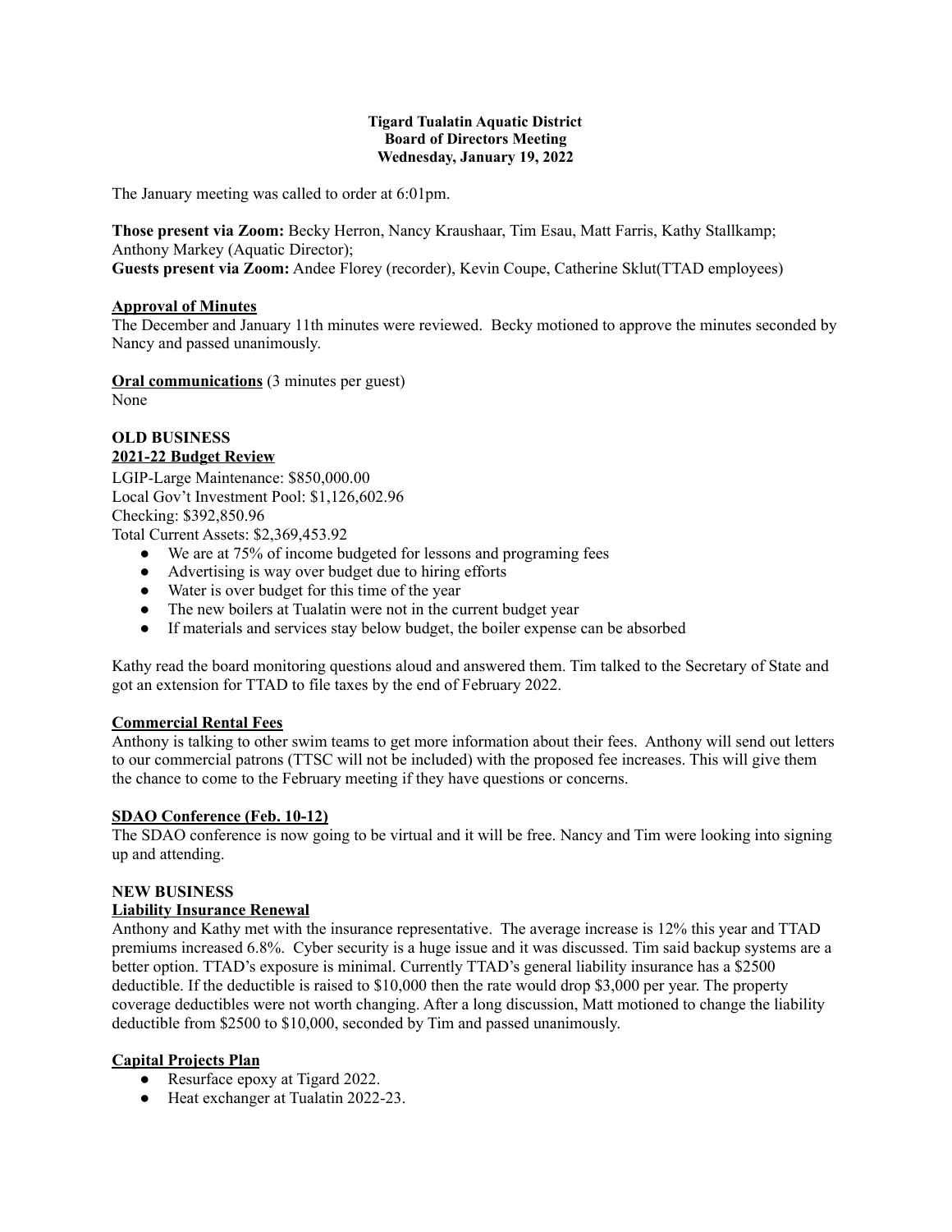**Tigard Tualatin Aquatic District**
**Board of Directors Meeting**
**Wednesday, January 19, 2022**

The January meeting was called to order at 6:01pm.

**Those present via Zoom:** Becky Herron, Nancy Kraushaar, Tim Esau, Matt Farris, Kathy Stallkamp; Anthony Markey (Aquatic Director);
**Guests present via Zoom:** Andee Florey (recorder), Kevin Coupe, Catherine Sklut(TTAD employees)

## Approval of Minutes

The December and January 11th minutes were reviewed. Becky motioned to approve the minutes seconded by Nancy and passed unanimously.

## Oral communications (3 minutes per guest)

None

# OLD BUSINESS

## 2021-22 Budget Review

LGIP-Large Maintenance: $850,000.00
Local Gov't Investment Pool: $1,126,602.96
Checking: $392,850.96
Total Current Assets: $2,369,453.92

- We are at 75% of income budgeted for lessons and programing fees
- Advertising is way over budget due to hiring efforts
- Water is over budget for this time of the year
- The new boilers at Tualatin were not in the current budget year
- If materials and services stay below budget, the boiler expense can be absorbed

Kathy read the board monitoring questions aloud and answered them. Tim talked to the Secretary of State and got an extension for TTAD to file taxes by the end of February 2022.

## Commercial Rental Fees

Anthony is talking to other swim teams to get more information about their fees. Anthony will send out letters to our commercial patrons (TTSC will not be included) with the proposed fee increases. This will give them the chance to come to the February meeting if they have questions or concerns.

## SDAO Conference (Feb. 10-12)

The SDAO conference is now going to be virtual and it will be free. Nancy and Tim were looking into signing up and attending.

# NEW BUSINESS

## Liability Insurance Renewal

Anthony and Kathy met with the insurance representative. The average increase is 12% this year and TTAD premiums increased 6.8%. Cyber security is a huge issue and it was discussed. Tim said backup systems are a better option. TTAD's exposure is minimal. Currently TTAD's general liability insurance has a $2500 deductible. If the deductible is raised to $10,000 then the rate would drop $3,000 per year. The property coverage deductibles were not worth changing. After a long discussion, Matt motioned to change the liability deductible from $2500 to $10,000, seconded by Tim and passed unanimously.

## Capital Projects Plan

- Resurface epoxy at Tigard 2022.
- Heat exchanger at Tualatin 2022-23.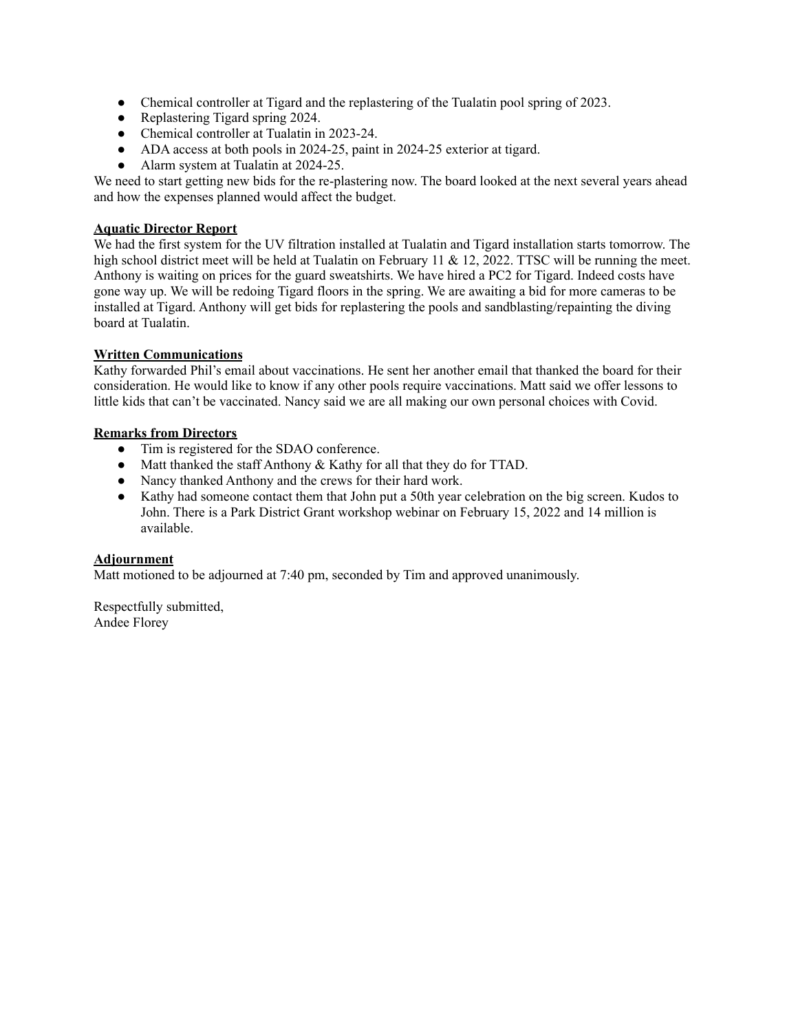- Chemical controller at Tigard and the replastering of the Tualatin pool spring of 2023.
- Replastering Tigard spring 2024.
- Chemical controller at Tualatin in 2023-24.
- ADA access at both pools in 2024-25, paint in 2024-25 exterior at tigard.
- Alarm system at Tualatin at 2024-25.

We need to start getting new bids for the re-plastering now. The board looked at the next several years ahead and how the expenses planned would affect the budget.

**Aquatic Director Report**

We had the first system for the UV filtration installed at Tualatin and Tigard installation starts tomorrow. The high school district meet will be held at Tualatin on February 11 & 12, 2022. TTSC will be running the meet. Anthony is waiting on prices for the guard sweatshirts. We have hired a PC2 for Tigard. Indeed costs have gone way up. We will be redoing Tigard floors in the spring. We are awaiting a bid for more cameras to be installed at Tigard. Anthony will get bids for replastering the pools and sandblasting/repainting the diving board at Tualatin.

**Written Communications**

Kathy forwarded Phil's email about vaccinations. He sent her another email that thanked the board for their consideration. He would like to know if any other pools require vaccinations. Matt said we offer lessons to little kids that can't be vaccinated. Nancy said we are all making our own personal choices with Covid.

**Remarks from Directors**

- Tim is registered for the SDAO conference.
- Matt thanked the staff Anthony & Kathy for all that they do for TTAD.
- Nancy thanked Anthony and the crews for their hard work.
- Kathy had someone contact them that John put a 50th year celebration on the big screen. Kudos to John. There is a Park District Grant workshop webinar on February 15, 2022 and 14 million is available.

**Adjournment**

Matt motioned to be adjourned at 7:40 pm, seconded by Tim and approved unanimously.

Respectfully submitted,
Andee Florey